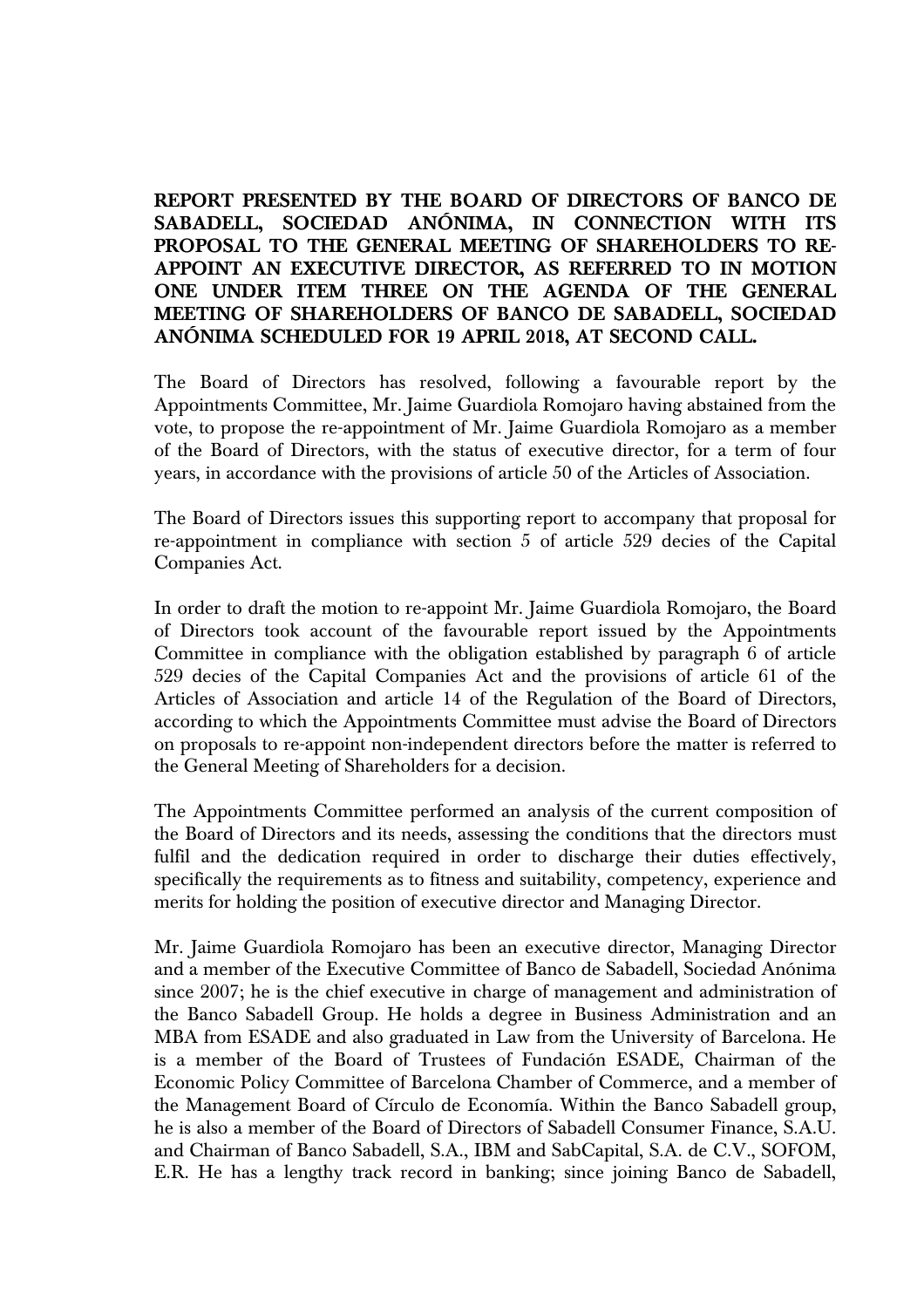**REPORT PRESENTED BY THE BOARD OF DIRECTORS OF BANCO DE SABADELL, SOCIEDAD ANÓNIMA, IN CONNECTION WITH ITS PROPOSAL TO THE GENERAL MEETING OF SHAREHOLDERS TO RE-APPOINT AN EXECUTIVE DIRECTOR, AS REFERRED TO IN MOTION ONE UNDER ITEM THREE ON THE AGENDA OF THE GENERAL MEETING OF SHAREHOLDERS OF BANCO DE SABADELL, SOCIEDAD ANÓNIMA SCHEDULED FOR 19 APRIL 2018, AT SECOND CALL.**

The Board of Directors has resolved, following a favourable report by the Appointments Committee, Mr. Jaime Guardiola Romojaro having abstained from the vote, to propose the re-appointment of Mr. Jaime Guardiola Romojaro as a member of the Board of Directors, with the status of executive director, for a term of four years, in accordance with the provisions of article 50 of the Articles of Association.

The Board of Directors issues this supporting report to accompany that proposal for re-appointment in compliance with section 5 of article 529 decies of the Capital Companies Act.

In order to draft the motion to re-appoint Mr. Jaime Guardiola Romojaro, the Board of Directors took account of the favourable report issued by the Appointments Committee in compliance with the obligation established by paragraph 6 of article 529 decies of the Capital Companies Act and the provisions of article 61 of the Articles of Association and article 14 of the Regulation of the Board of Directors, according to which the Appointments Committee must advise the Board of Directors on proposals to re-appoint non-independent directors before the matter is referred to the General Meeting of Shareholders for a decision.

The Appointments Committee performed an analysis of the current composition of the Board of Directors and its needs, assessing the conditions that the directors must fulfil and the dedication required in order to discharge their duties effectively, specifically the requirements as to fitness and suitability, competency, experience and merits for holding the position of executive director and Managing Director.

Mr. Jaime Guardiola Romojaro has been an executive director, Managing Director and a member of the Executive Committee of Banco de Sabadell, Sociedad Anónima since 2007; he is the chief executive in charge of management and administration of the Banco Sabadell Group. He holds a degree in Business Administration and an MBA from ESADE and also graduated in Law from the University of Barcelona. He is a member of the Board of Trustees of Fundación ESADE, Chairman of the Economic Policy Committee of Barcelona Chamber of Commerce, and a member of the Management Board of Círculo de Economía. Within the Banco Sabadell group, he is also a member of the Board of Directors of Sabadell Consumer Finance, S.A.U. and Chairman of Banco Sabadell, S.A., IBM and SabCapital, S.A. de C.V., SOFOM, E.R. He has a lengthy track record in banking; since joining Banco de Sabadell,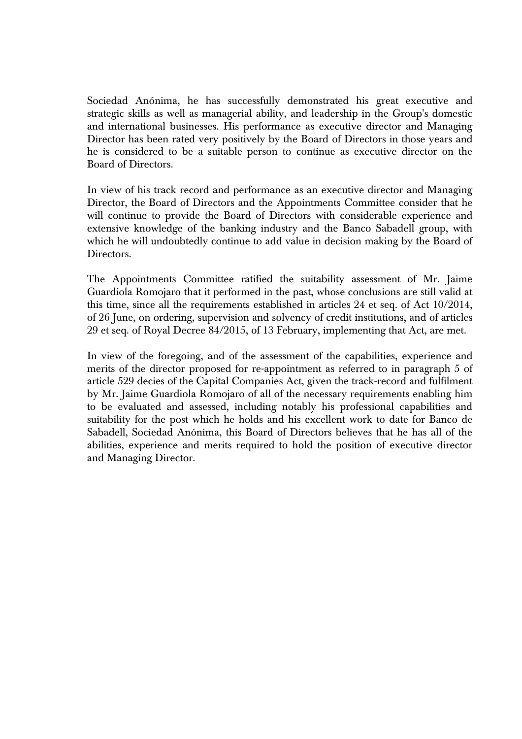Sociedad Anónima, he has successfully demonstrated his great executive and strategic skills as well as managerial ability, and leadership in the Group's domestic and international businesses. His performance as executive director and Managing Director has been rated very positively by the Board of Directors in those years and he is considered to be a suitable person to continue as executive director on the Board of Directors.

In view of his track record and performance as an executive director and Managing Director, the Board of Directors and the Appointments Committee consider that he will continue to provide the Board of Directors with considerable experience and extensive knowledge of the banking industry and the Banco Sabadell group, with which he will undoubtedly continue to add value in decision making by the Board of Directors.

The Appointments Committee ratified the suitability assessment of Mr. Jaime Guardiola Romojaro that it performed in the past, whose conclusions are still valid at this time, since all the requirements established in articles 24 et seq. of Act 10/2014, of 26 June, on ordering, supervision and solvency of credit institutions, and of articles 29 et seq. of Royal Decree 84/2015, of 13 February, implementing that Act, are met.

In view of the foregoing, and of the assessment of the capabilities, experience and merits of the director proposed for re-appointment as referred to in paragraph 5 of article 529 decies of the Capital Companies Act, given the track-record and fulfilment by Mr. Jaime Guardiola Romojaro of all of the necessary requirements enabling him to be evaluated and assessed, including notably his professional capabilities and suitability for the post which he holds and his excellent work to date for Banco de Sabadell, Sociedad Anónima, this Board of Directors believes that he has all of the abilities, experience and merits required to hold the position of executive director and Managing Director.